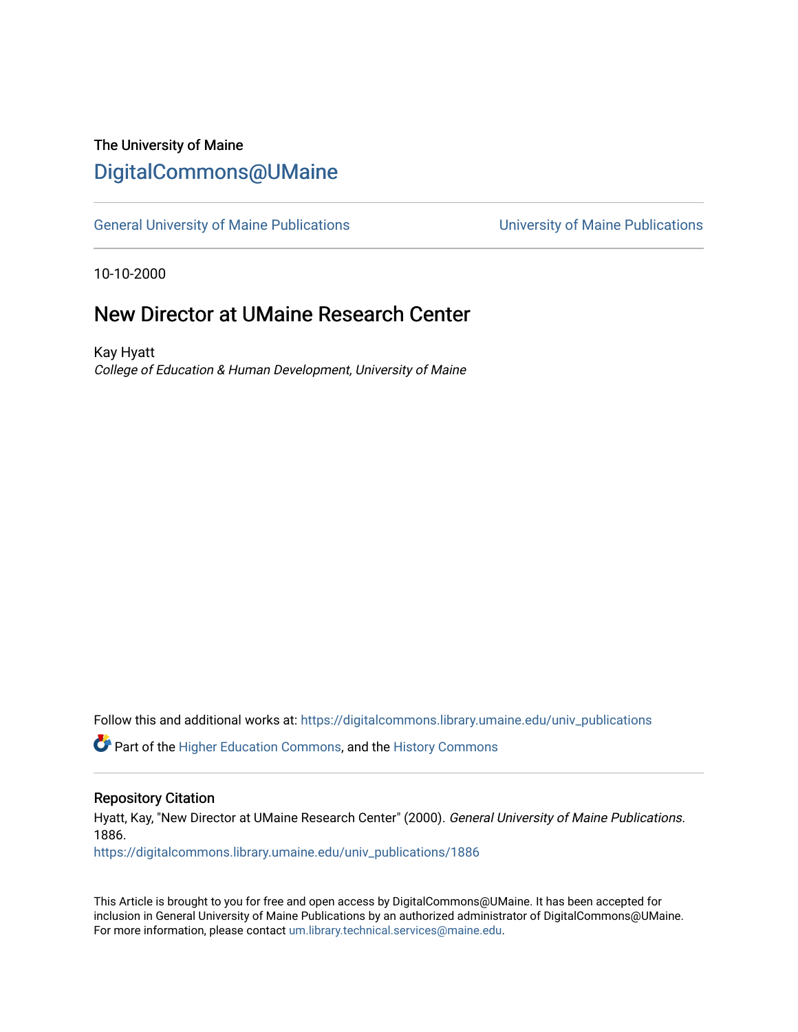The University of Maine

# DigitalCommons@UMaine

General University of Maine Publications | University of Maine Publications

10-10-2000

## New Director at UMaine Research Center

Kay Hyatt

*College of Education & Human Development, University of Maine*

Follow this and additional works at: https://digitalcommons.library.umaine.edu/univ_publications

Part of the Higher Education Commons, and the History Commons

### Repository Citation

Hyatt, Kay, "New Director at UMaine Research Center" (2000). *General University of Maine Publications*. 1886.

https://digitalcommons.library.umaine.edu/univ_publications/1886

This Article is brought to you for free and open access by DigitalCommons@UMaine. It has been accepted for inclusion in General University of Maine Publications by an authorized administrator of DigitalCommons@UMaine. For more information, please contact um.library.technical.services@maine.edu.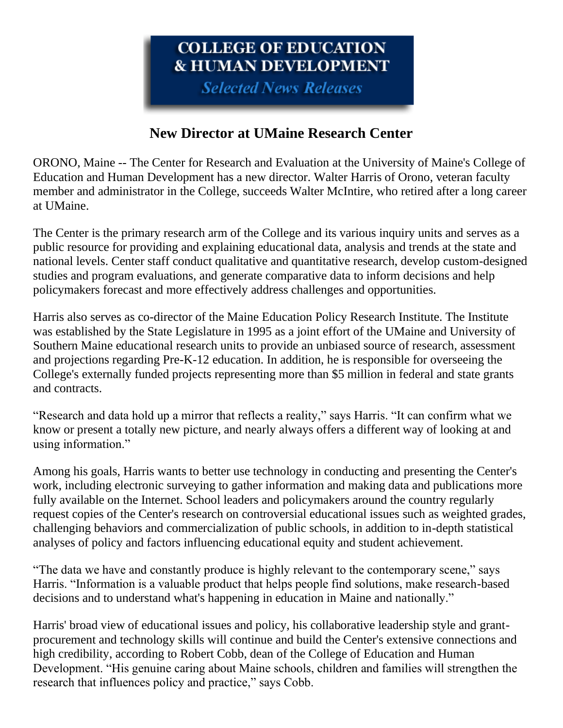**COLLEGE OF EDUCATION & HUMAN DEVELOPMENT**

***Selected News Releases***

## New Director at UMaine Research Center

ORONO, Maine -- The Center for Research and Evaluation at the University of Maine's College of Education and Human Development has a new director. Walter Harris of Orono, veteran faculty member and administrator in the College, succeeds Walter McIntire, who retired after a long career at UMaine.

The Center is the primary research arm of the College and its various inquiry units and serves as a public resource for providing and explaining educational data, analysis and trends at the state and national levels. Center staff conduct qualitative and quantitative research, develop custom-designed studies and program evaluations, and generate comparative data to inform decisions and help policymakers forecast and more effectively address challenges and opportunities.

Harris also serves as co-director of the Maine Education Policy Research Institute. The Institute was established by the State Legislature in 1995 as a joint effort of the UMaine and University of Southern Maine educational research units to provide an unbiased source of research, assessment and projections regarding Pre-K-12 education. In addition, he is responsible for overseeing the College's externally funded projects representing more than $5 million in federal and state grants and contracts.

“Research and data hold up a mirror that reflects a reality,” says Harris. “It can confirm what we know or present a totally new picture, and nearly always offers a different way of looking at and using information.”

Among his goals, Harris wants to better use technology in conducting and presenting the Center's work, including electronic surveying to gather information and making data and publications more fully available on the Internet. School leaders and policymakers around the country regularly request copies of the Center's research on controversial educational issues such as weighted grades, challenging behaviors and commercialization of public schools, in addition to in-depth statistical analyses of policy and factors influencing educational equity and student achievement.

“The data we have and constantly produce is highly relevant to the contemporary scene,” says Harris. “Information is a valuable product that helps people find solutions, make research-based decisions and to understand what's happening in education in Maine and nationally.”

Harris' broad view of educational issues and policy, his collaborative leadership style and grant-procurement and technology skills will continue and build the Center's extensive connections and high credibility, according to Robert Cobb, dean of the College of Education and Human Development. “His genuine caring about Maine schools, children and families will strengthen the research that influences policy and practice,” says Cobb.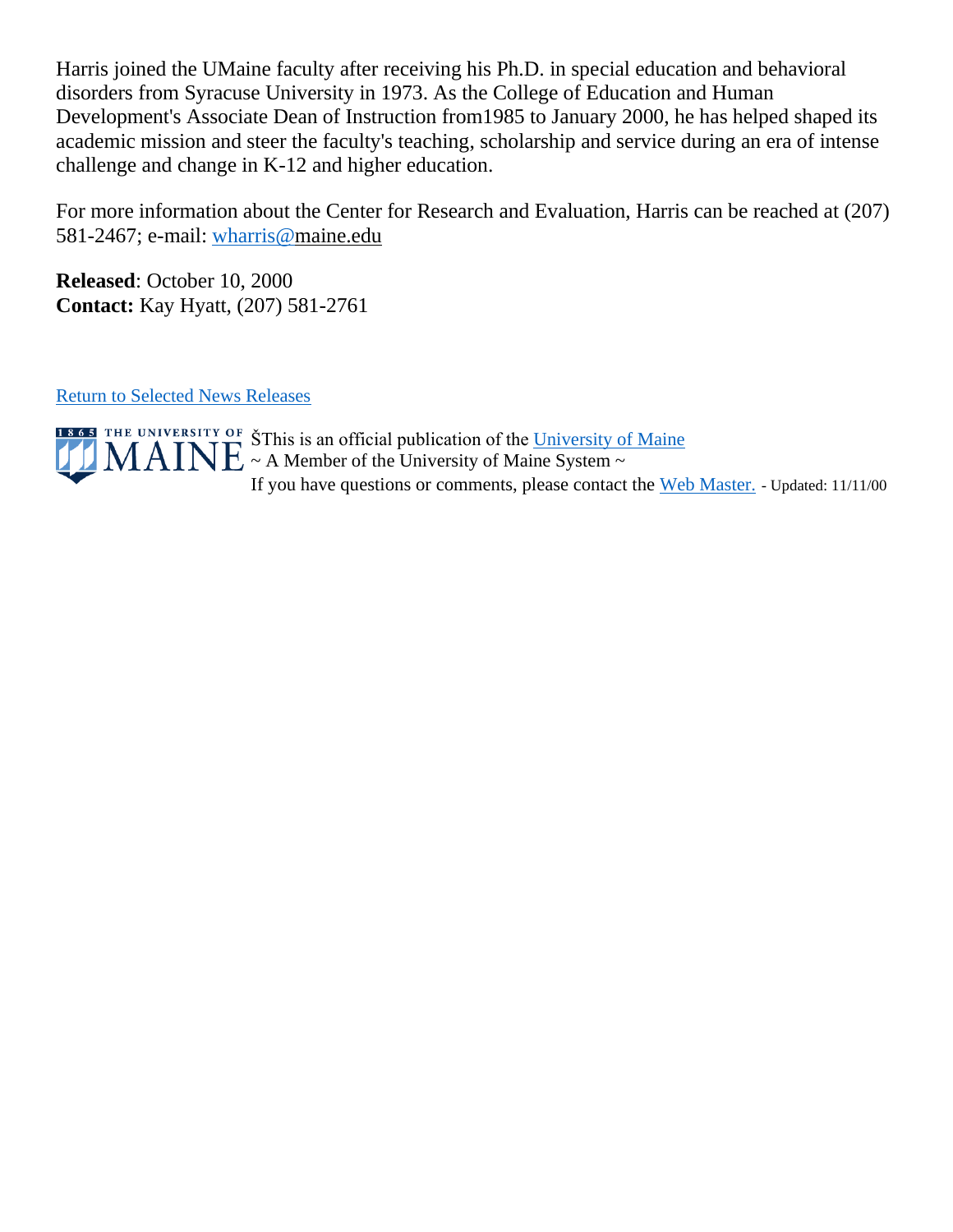Harris joined the UMaine faculty after receiving his Ph.D. in special education and behavioral disorders from Syracuse University in 1973. As the College of Education and Human Development's Associate Dean of Instruction from1985 to January 2000, he has helped shaped its academic mission and steer the faculty's teaching, scholarship and service during an era of intense challenge and change in K-12 and higher education.

For more information about the Center for Research and Evaluation, Harris can be reached at (207) 581-2467; e-mail: wharris@maine.edu

**Released**: October 10, 2000
**Contact:** Kay Hyatt, (207) 581-2761

Return to Selected News Releases

ŠThis is an official publication of the University of Maine
~ A Member of the University of Maine System ~
If you have questions or comments, please contact the Web Master. - Updated: 11/11/00